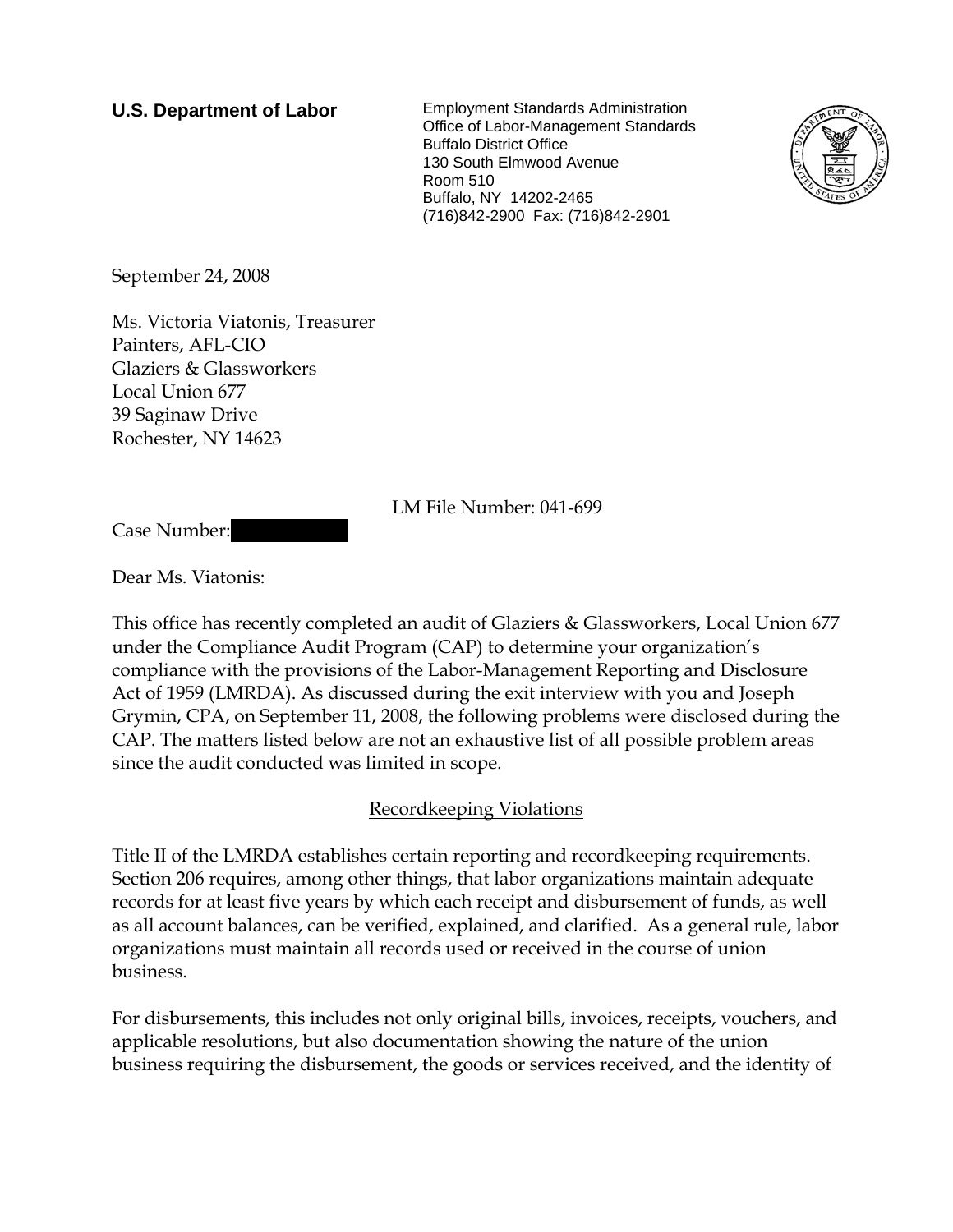**U.S. Department of Labor**

Employment Standards Administration
Office of Labor-Management Standards
Buffalo District Office
130 South Elmwood Avenue
Room 510
Buffalo, NY 14202-2465
(716)842-2900 Fax: (716)842-2901

September 24, 2008

Ms. Victoria Viatonis, Treasurer
Painters, AFL-CIO
Glaziers & Glassworkers
Local Union 677
39 Saginaw Drive
Rochester, NY 14623

LM File Number: 041-699

Case Number:

Dear Ms. Viatonis:

This office has recently completed an audit of Glaziers & Glassworkers, Local Union 677 under the Compliance Audit Program (CAP) to determine your organization's compliance with the provisions of the Labor-Management Reporting and Disclosure Act of 1959 (LMRDA). As discussed during the exit interview with you and Joseph Grymin, CPA, on September 11, 2008, the following problems were disclosed during the CAP. The matters listed below are not an exhaustive list of all possible problem areas since the audit conducted was limited in scope.

## Recordkeeping Violations

Title II of the LMRDA establishes certain reporting and recordkeeping requirements. Section 206 requires, among other things, that labor organizations maintain adequate records for at least five years by which each receipt and disbursement of funds, as well as all account balances, can be verified, explained, and clarified. As a general rule, labor organizations must maintain all records used or received in the course of union business.

For disbursements, this includes not only original bills, invoices, receipts, vouchers, and applicable resolutions, but also documentation showing the nature of the union business requiring the disbursement, the goods or services received, and the identity of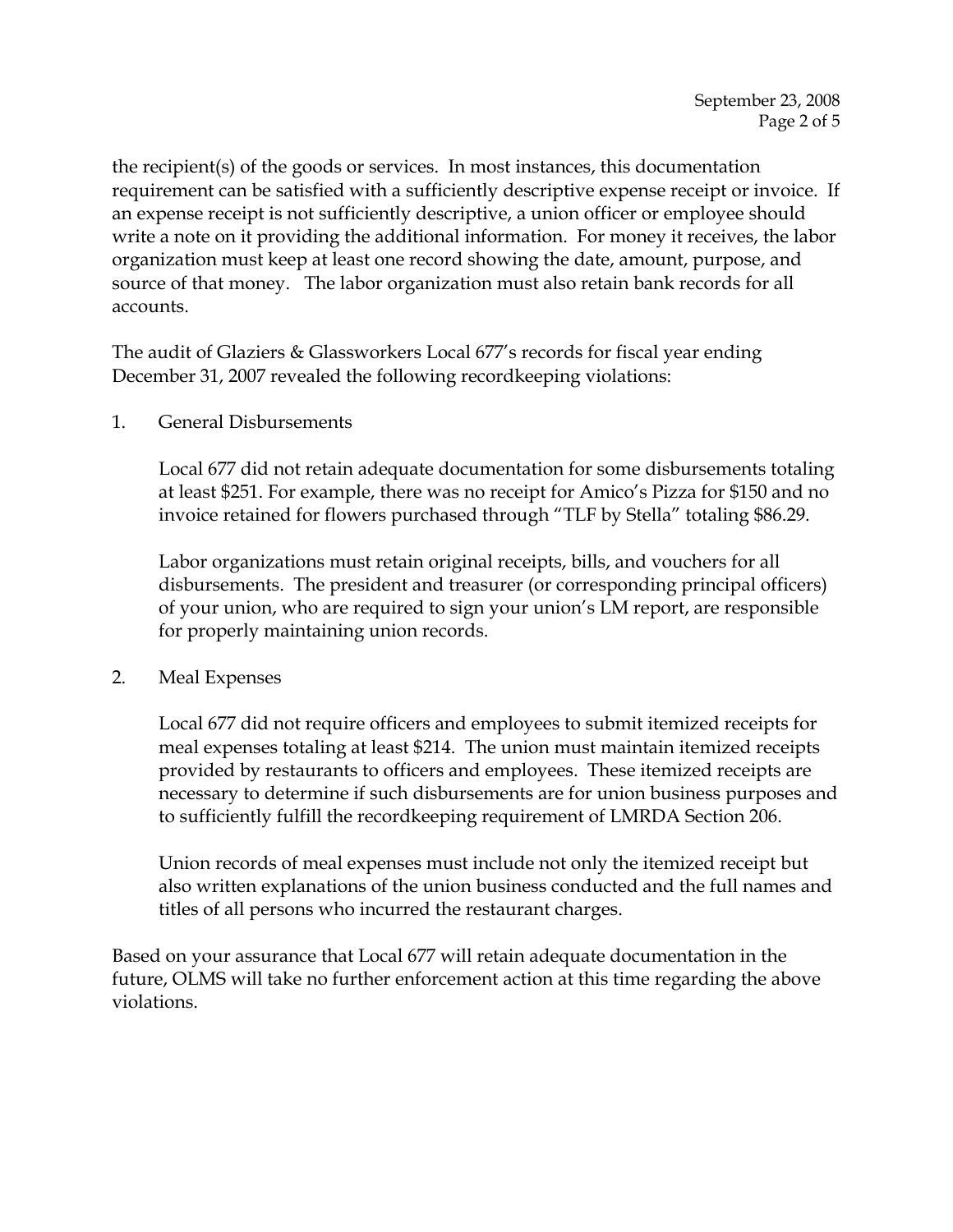the recipient(s) of the goods or services. In most instances, this documentation requirement can be satisfied with a sufficiently descriptive expense receipt or invoice. If an expense receipt is not sufficiently descriptive, a union officer or employee should write a note on it providing the additional information. For money it receives, the labor organization must keep at least one record showing the date, amount, purpose, and source of that money. The labor organization must also retain bank records for all accounts.

The audit of Glaziers & Glassworkers Local 677's records for fiscal year ending December 31, 2007 revealed the following recordkeeping violations:

1. General Disbursements

   Local 677 did not retain adequate documentation for some disbursements totaling at least $251. For example, there was no receipt for Amico's Pizza for $150 and no invoice retained for flowers purchased through "TLF by Stella" totaling $86.29.

   Labor organizations must retain original receipts, bills, and vouchers for all disbursements. The president and treasurer (or corresponding principal officers) of your union, who are required to sign your union's LM report, are responsible for properly maintaining union records.

2. Meal Expenses

   Local 677 did not require officers and employees to submit itemized receipts for meal expenses totaling at least $214. The union must maintain itemized receipts provided by restaurants to officers and employees. These itemized receipts are necessary to determine if such disbursements are for union business purposes and to sufficiently fulfill the recordkeeping requirement of LMRDA Section 206.

   Union records of meal expenses must include not only the itemized receipt but also written explanations of the union business conducted and the full names and titles of all persons who incurred the restaurant charges.

Based on your assurance that Local 677 will retain adequate documentation in the future, OLMS will take no further enforcement action at this time regarding the above violations.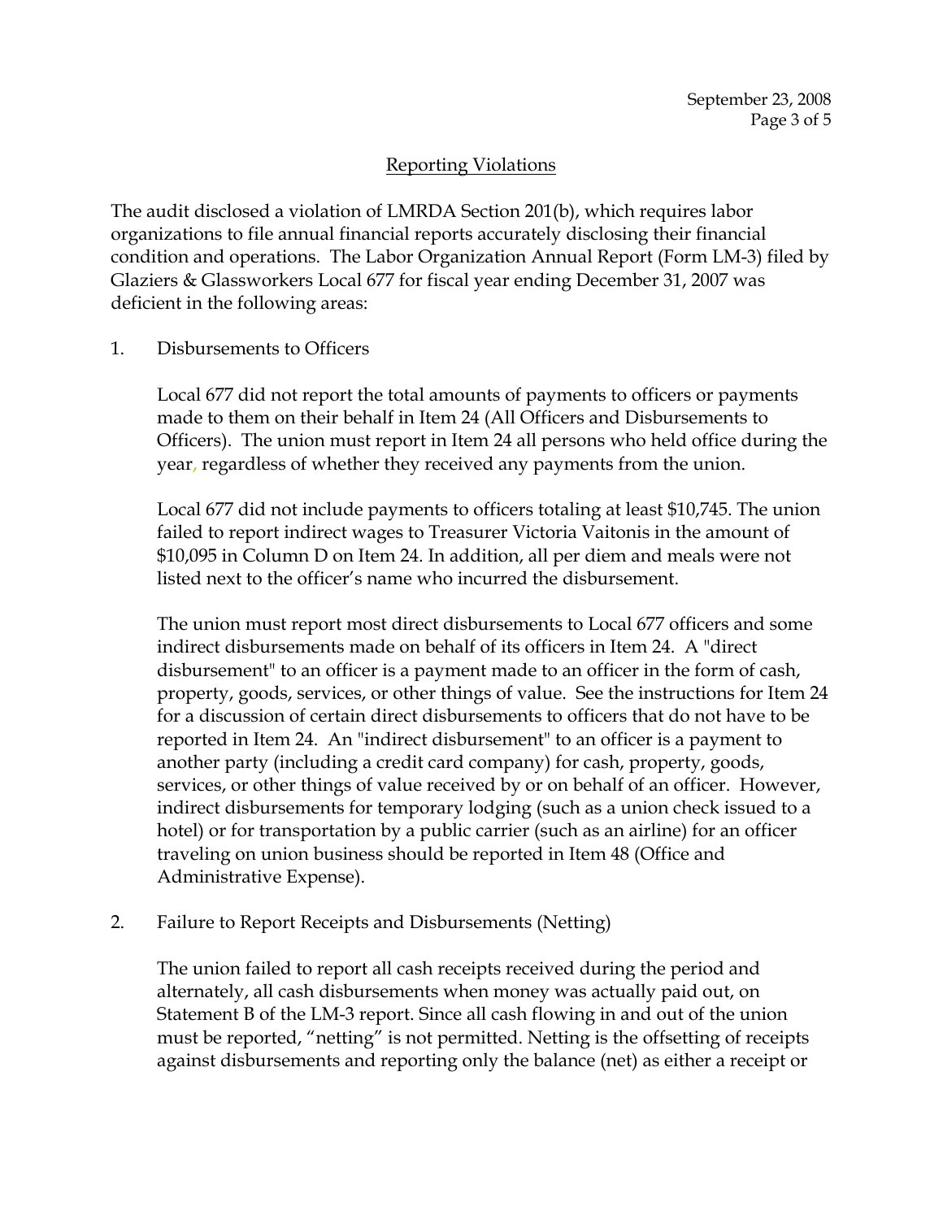## Reporting Violations

The audit disclosed a violation of LMRDA Section 201(b), which requires labor organizations to file annual financial reports accurately disclosing their financial condition and operations. The Labor Organization Annual Report (Form LM-3) filed by Glaziers & Glassworkers Local 677 for fiscal year ending December 31, 2007 was deficient in the following areas:

1. Disbursements to Officers

   Local 677 did not report the total amounts of payments to officers or payments made to them on their behalf in Item 24 (All Officers and Disbursements to Officers). The union must report in Item 24 all persons who held office during the year, regardless of whether they received any payments from the union.

   Local 677 did not include payments to officers totaling at least $10,745. The union failed to report indirect wages to Treasurer Victoria Vaitonis in the amount of $10,095 in Column D on Item 24. In addition, all per diem and meals were not listed next to the officer's name who incurred the disbursement.

   The union must report most direct disbursements to Local 677 officers and some indirect disbursements made on behalf of its officers in Item 24. A "direct disbursement" to an officer is a payment made to an officer in the form of cash, property, goods, services, or other things of value. See the instructions for Item 24 for a discussion of certain direct disbursements to officers that do not have to be reported in Item 24. An "indirect disbursement" to an officer is a payment to another party (including a credit card company) for cash, property, goods, services, or other things of value received by or on behalf of an officer. However, indirect disbursements for temporary lodging (such as a union check issued to a hotel) or for transportation by a public carrier (such as an airline) for an officer traveling on union business should be reported in Item 48 (Office and Administrative Expense).

2. Failure to Report Receipts and Disbursements (Netting)

   The union failed to report all cash receipts received during the period and alternately, all cash disbursements when money was actually paid out, on Statement B of the LM-3 report. Since all cash flowing in and out of the union must be reported, "netting" is not permitted. Netting is the offsetting of receipts against disbursements and reporting only the balance (net) as either a receipt or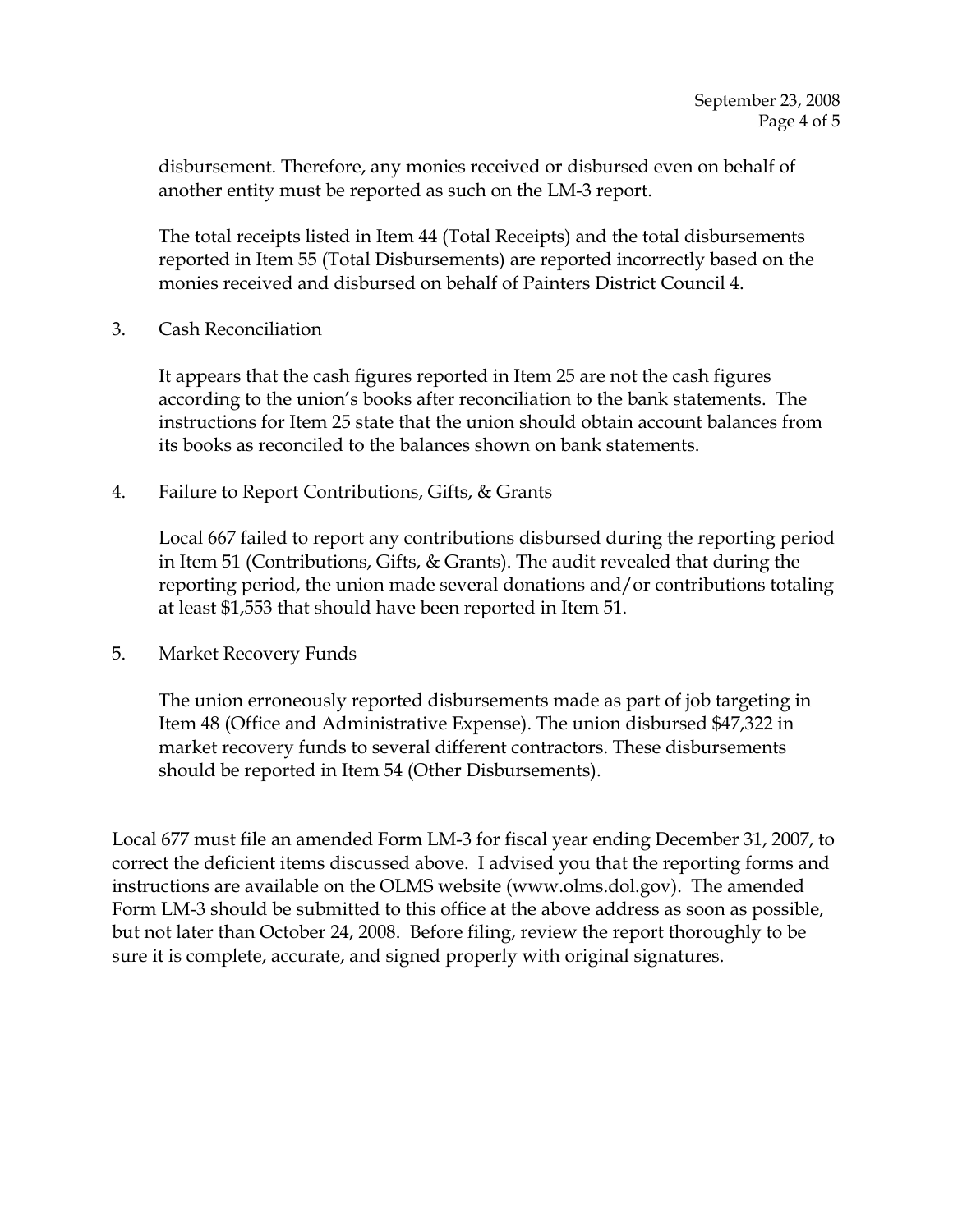disbursement. Therefore, any monies received or disbursed even on behalf of another entity must be reported as such on the LM-3 report.

The total receipts listed in Item 44 (Total Receipts) and the total disbursements reported in Item 55 (Total Disbursements) are reported incorrectly based on the monies received and disbursed on behalf of Painters District Council 4.

3. Cash Reconciliation

   It appears that the cash figures reported in Item 25 are not the cash figures according to the union's books after reconciliation to the bank statements. The instructions for Item 25 state that the union should obtain account balances from its books as reconciled to the balances shown on bank statements.

4. Failure to Report Contributions, Gifts, & Grants

   Local 667 failed to report any contributions disbursed during the reporting period in Item 51 (Contributions, Gifts, & Grants). The audit revealed that during the reporting period, the union made several donations and/or contributions totaling at least $1,553 that should have been reported in Item 51.

5. Market Recovery Funds

   The union erroneously reported disbursements made as part of job targeting in Item 48 (Office and Administrative Expense). The union disbursed $47,322 in market recovery funds to several different contractors. These disbursements should be reported in Item 54 (Other Disbursements).

Local 677 must file an amended Form LM-3 for fiscal year ending December 31, 2007, to correct the deficient items discussed above. I advised you that the reporting forms and instructions are available on the OLMS website (www.olms.dol.gov). The amended Form LM-3 should be submitted to this office at the above address as soon as possible, but not later than October 24, 2008. Before filing, review the report thoroughly to be sure it is complete, accurate, and signed properly with original signatures.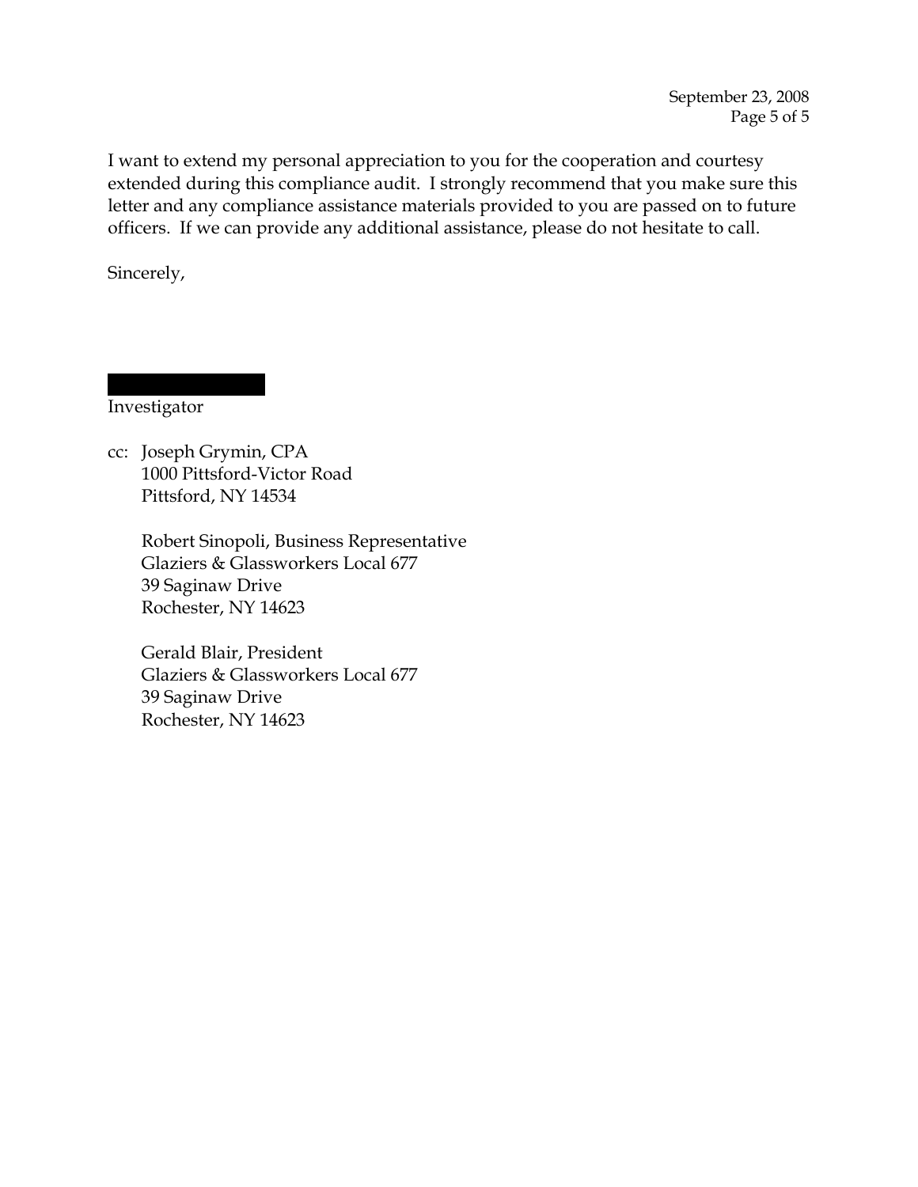September 23, 2008

I want to extend my personal appreciation to you for the cooperation and courtesy extended during this compliance audit. I strongly recommend that you make sure this letter and any compliance assistance materials provided to you are passed on to future officers. If we can provide any additional assistance, please do not hesitate to call.

Sincerely,

Investigator

cc: Joseph Grymin, CPA
1000 Pittsford-Victor Road
Pittsford, NY 14534

Robert Sinopoli, Business Representative
Glaziers & Glassworkers Local 677
39 Saginaw Drive
Rochester, NY 14623

Gerald Blair, President
Glaziers & Glassworkers Local 677
39 Saginaw Drive
Rochester, NY 14623